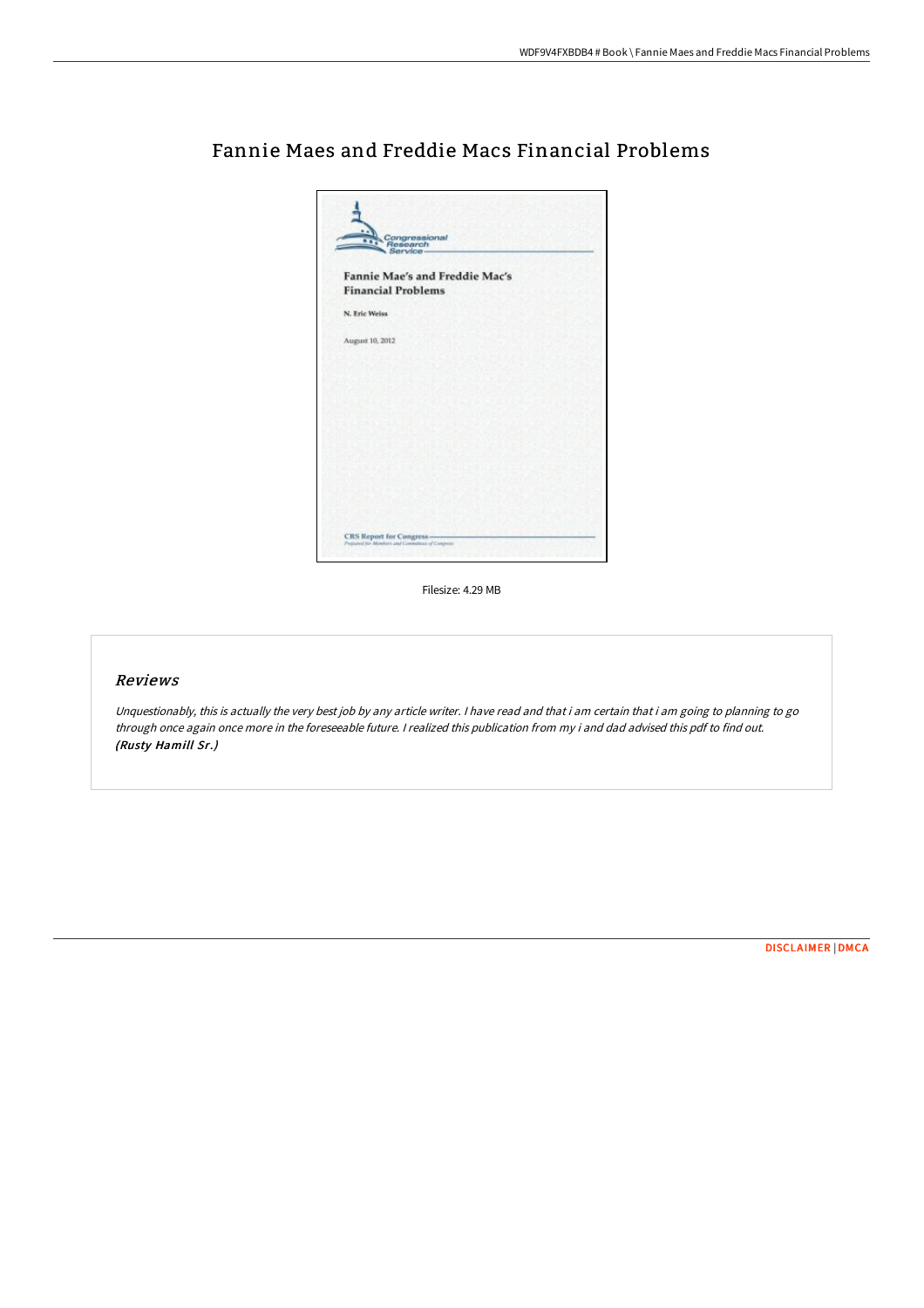# Fannie Maes and Freddie Macs Financial Problems

Filesize: 4.29 MB

## *Reviews*

*Unquestionably, this is actually the very best job by any article writer. I have read and that i am certain that i am going to planning to go through once again once more in the foreseeable future. I realized this publication from my i and dad advised this pdf to find out.*
***(Rusty Hamill Sr.)***

DISCLAIMER | DMCA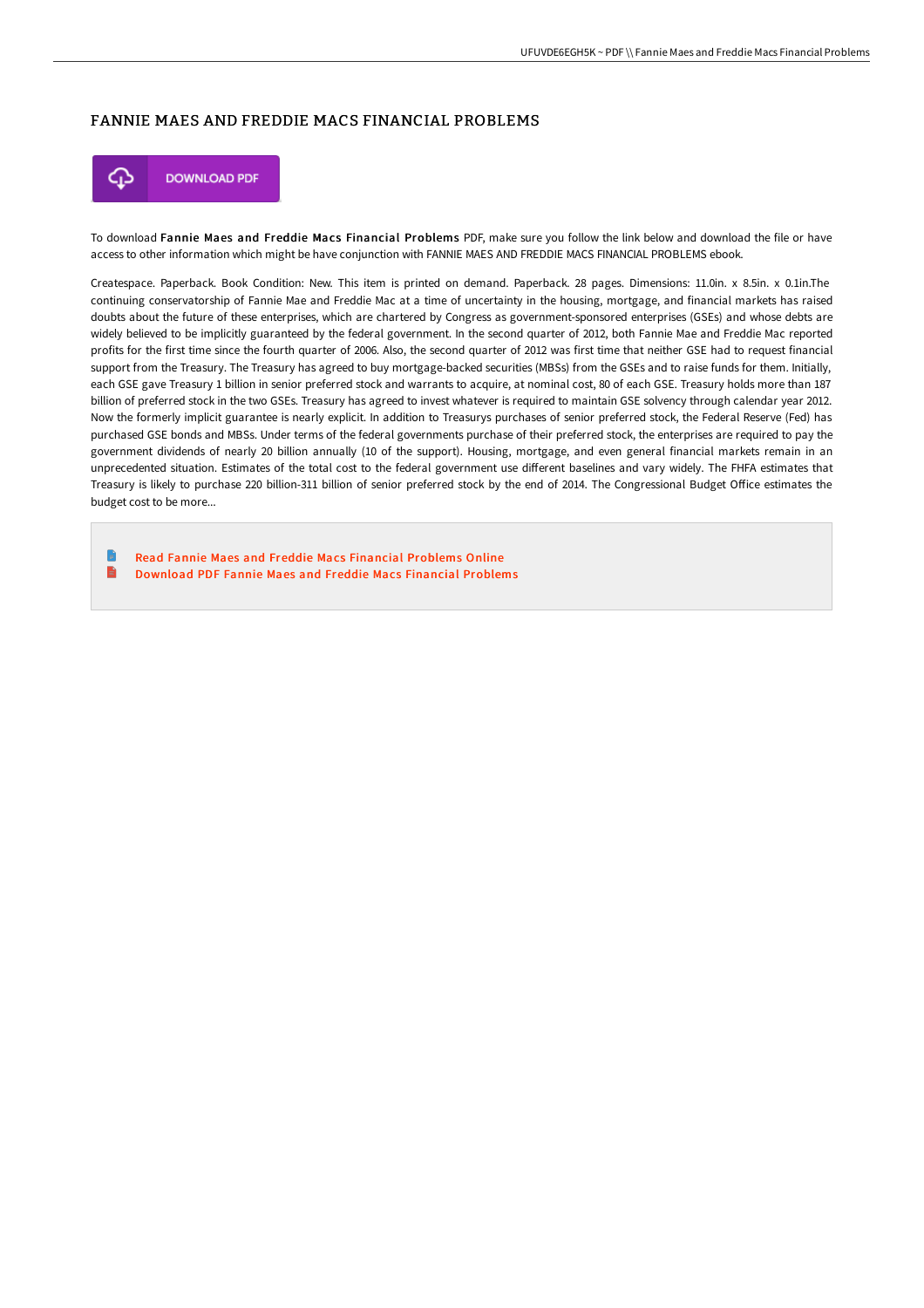# FANNIE MAES AND FREDDIE MACS FINANCIAL PROBLEMS

DOWNLOAD PDF

To download **Fannie Maes and Freddie Macs Financial Problems** PDF, make sure you follow the link below and download the file or have access to other information which might be have conjunction with FANNIE MAES AND FREDDIE MACS FINANCIAL PROBLEMS ebook.

Createspace. Paperback. Book Condition: New. This item is printed on demand. Paperback. 28 pages. Dimensions: 11.0in. x 8.5in. x 0.1in.The continuing conservatorship of Fannie Mae and Freddie Mac at a time of uncertainty in the housing, mortgage, and financial markets has raised doubts about the future of these enterprises, which are chartered by Congress as government-sponsored enterprises (GSEs) and whose debts are widely believed to be implicitly guaranteed by the federal government. In the second quarter of 2012, both Fannie Mae and Freddie Mac reported profits for the first time since the fourth quarter of 2006. Also, the second quarter of 2012 was first time that neither GSE had to request financial support from the Treasury. The Treasury has agreed to buy mortgage-backed securities (MBSs) from the GSEs and to raise funds for them. Initially, each GSE gave Treasury 1 billion in senior preferred stock and warrants to acquire, at nominal cost, 80 of each GSE. Treasury holds more than 187 billion of preferred stock in the two GSEs. Treasury has agreed to invest whatever is required to maintain GSE solvency through calendar year 2012. Now the formerly implicit guarantee is nearly explicit. In addition to Treasurys purchases of senior preferred stock, the Federal Reserve (Fed) has purchased GSE bonds and MBSs. Under terms of the federal governments purchase of their preferred stock, the enterprises are required to pay the government dividends of nearly 20 billion annually (10 of the support). Housing, mortgage, and even general financial markets remain in an unprecedented situation. Estimates of the total cost to the federal government use different baselines and vary widely. The FHFA estimates that Treasury is likely to purchase 220 billion-311 billion of senior preferred stock by the end of 2014. The Congressional Budget Office estimates the budget cost to be more...

- Read Fannie Maes and Freddie Macs Financial Problems Online
- Download PDF Fannie Maes and Freddie Macs Financial Problems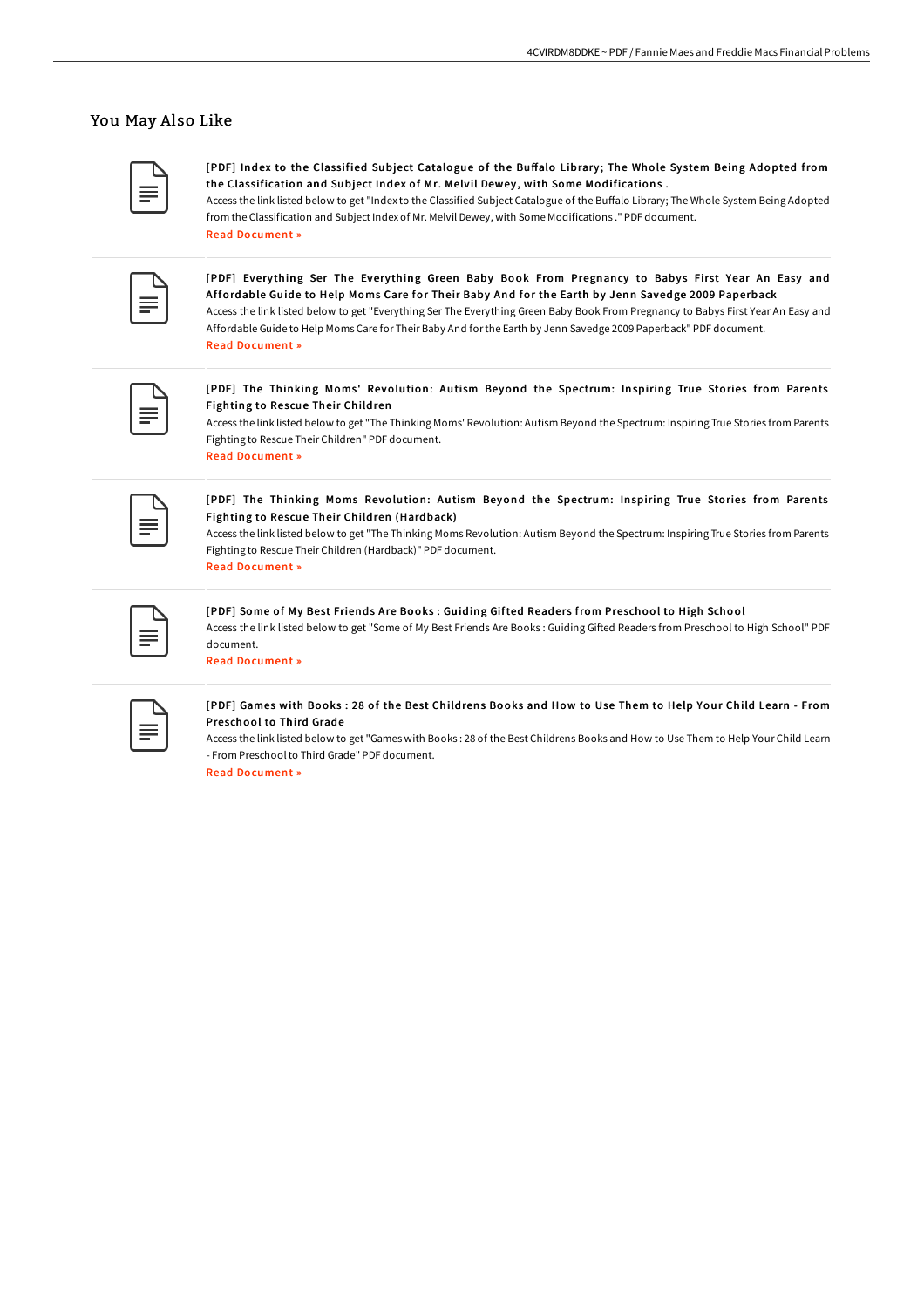## You May Also Like

**[PDF] Index to the Classified Subject Catalogue of the Buffalo Library; The Whole System Being Adopted from the Classification and Subject Index of Mr. Melvil Dewey, with Some Modifications .**

Access the link listed below to get "Index to the Classified Subject Catalogue of the Buffalo Library; The Whole System Being Adopted from the Classification and Subject Index of Mr. Melvil Dewey, with Some Modifications ." PDF document.

Read Document »

**[PDF] Everything Ser The Everything Green Baby Book From Pregnancy to Babys First Year An Easy and Affordable Guide to Help Moms Care for Their Baby And for the Earth by Jenn Savedge 2009 Paperback**

Access the link listed below to get "Everything Ser The Everything Green Baby Book From Pregnancy to Babys First Year An Easy and Affordable Guide to Help Moms Care for Their Baby And for the Earth by Jenn Savedge 2009 Paperback" PDF document.

Read Document »

**[PDF] The Thinking Moms' Revolution: Autism Beyond the Spectrum: Inspiring True Stories from Parents Fighting to Rescue Their Children**

Access the link listed below to get "The Thinking Moms' Revolution: Autism Beyond the Spectrum: Inspiring True Stories from Parents Fighting to Rescue Their Children" PDF document.

Read Document »

**[PDF] The Thinking Moms Revolution: Autism Beyond the Spectrum: Inspiring True Stories from Parents Fighting to Rescue Their Children (Hardback)**

Access the link listed below to get "The Thinking Moms Revolution: Autism Beyond the Spectrum: Inspiring True Stories from Parents Fighting to Rescue Their Children (Hardback)" PDF document.

Read Document »

**[PDF] Some of My Best Friends Are Books : Guiding Gifted Readers from Preschool to High School**

Access the link listed below to get "Some of My Best Friends Are Books : Guiding Gifted Readers from Preschool to High School" PDF document.

Read Document »

**[PDF] Games with Books : 28 of the Best Childrens Books and How to Use Them to Help Your Child Learn - From Preschool to Third Grade**

Access the link listed below to get "Games with Books : 28 of the Best Childrens Books and How to Use Them to Help Your Child Learn - From Preschool to Third Grade" PDF document.

Read Document »